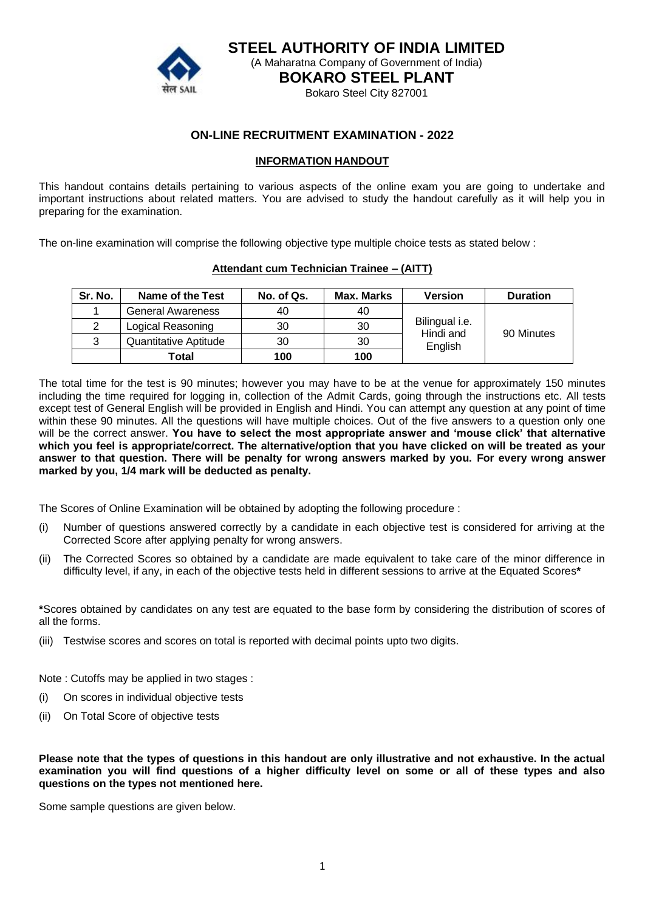# STEEL AUTHORITY OF INDIA LIMITED

(A Maharatna Company of Government of India)

## BOKARO STEEL PLANT

Bokaro Steel City 827001

## ON-LINE RECRUITMENT EXAMINATION - 2022

### INFORMATION HANDOUT

This handout contains details pertaining to various aspects of the online exam you are going to undertake and important instructions about related matters. You are advised to study the handout carefully as it will help you in preparing for the examination.

The on-line examination will comprise the following objective type multiple choice tests as stated below :

**Attendant cum Technician Trainee – (AITT)**

| Sr. No. | Name of the Test | No. of Qs. | Max. Marks | Version | Duration |
|---|---|---|---|---|---|
| 1 | General Awareness | 40 | 40 | Bilingual i.e. Hindi and English | 90 Minutes |
| 2 | Logical Reasoning | 30 | 30 | | |
| 3 | Quantitative Aptitude | 30 | 30 | | |
| | **Total** | **100** | **100** | | |

The total time for the test is 90 minutes; however you may have to be at the venue for approximately 150 minutes including the time required for logging in, collection of the Admit Cards, going through the instructions etc. All tests except test of General English will be provided in English and Hindi. You can attempt any question at any point of time within these 90 minutes. All the questions will have multiple choices. Out of the five answers to a question only one will be the correct answer. **You have to select the most appropriate answer and 'mouse click' that alternative which you feel is appropriate/correct. The alternative/option that you have clicked on will be treated as your answer to that question. There will be penalty for wrong answers marked by you. For every wrong answer marked by you, 1/4 mark will be deducted as penalty.**

The Scores of Online Examination will be obtained by adopting the following procedure :

(i) Number of questions answered correctly by a candidate in each objective test is considered for arriving at the Corrected Score after applying penalty for wrong answers.

(ii) The Corrected Scores so obtained by a candidate are made equivalent to take care of the minor difference in difficulty level, if any, in each of the objective tests held in different sessions to arrive at the Equated Scores**\***

**\***Scores obtained by candidates on any test are equated to the base form by considering the distribution of scores of all the forms.

(iii) Testwise scores and scores on total is reported with decimal points upto two digits.

Note : Cutoffs may be applied in two stages :

(i) On scores in individual objective tests

(ii) On Total Score of objective tests

**Please note that the types of questions in this handout are only illustrative and not exhaustive. In the actual examination you will find questions of a higher difficulty level on some or all of these types and also questions on the types not mentioned here.**

Some sample questions are given below.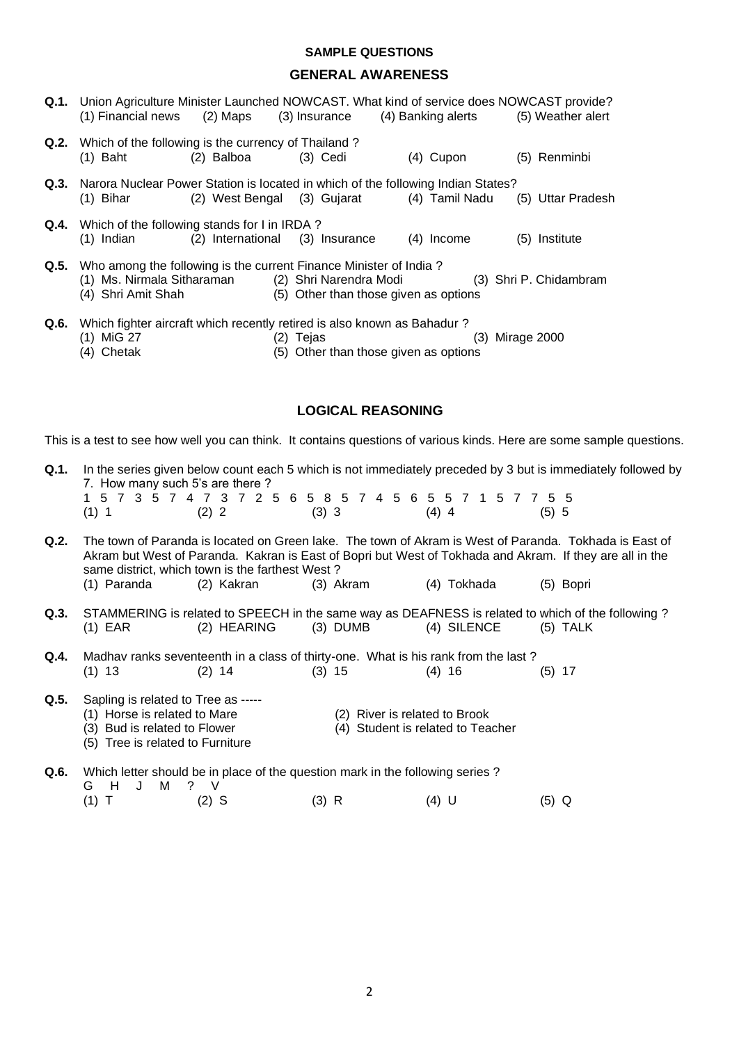## SAMPLE QUESTIONS

### GENERAL AWARENESS

**Q.1.** Union Agriculture Minister Launched NOWCAST. What kind of service does NOWCAST provide?
(1) Financial news (2) Maps (3) Insurance (4) Banking alerts (5) Weather alert

**Q.2.** Which of the following is the currency of Thailand ?
(1) Baht (2) Balboa (3) Cedi (4) Cupon (5) Renminbi

**Q.3.** Narora Nuclear Power Station is located in which of the following Indian States?
(1) Bihar (2) West Bengal (3) Gujarat (4) Tamil Nadu (5) Uttar Pradesh

**Q.4.** Which of the following stands for I in IRDA ?
(1) Indian (2) International (3) Insurance (4) Income (5) Institute

**Q.5.** Who among the following is the current Finance Minister of India ?
(1) Ms. Nirmala Sitharaman (2) Shri Narendra Modi (3) Shri P. Chidambram
(4) Shri Amit Shah (5) Other than those given as options

**Q.6.** Which fighter aircraft which recently retired is also known as Bahadur ?
(1) MiG 27 (2) Tejas (3) Mirage 2000
(4) Chetak (5) Other than those given as options

### LOGICAL REASONING

This is a test to see how well you can think. It contains questions of various kinds. Here are some sample questions.

**Q.1.** In the series given below count each 5 which is not immediately preceded by 3 but is immediately followed by 7. How many such 5's are there ?
1 5 7 3 5 7 4 7 3 7 2 5 6 5 8 5 7 4 5 6 5 5 7 1 5 7 7 5 5
(1) 1 (2) 2 (3) 3 (4) 4 (5) 5

**Q.2.** The town of Paranda is located on Green lake. The town of Akram is West of Paranda. Tokhada is East of Akram but West of Paranda. Kakran is East of Bopri but West of Tokhada and Akram. If they are all in the same district, which town is the farthest West ?
(1) Paranda (2) Kakran (3) Akram (4) Tokhada (5) Bopri

**Q.3.** STAMMERING is related to SPEECH in the same way as DEAFNESS is related to which of the following ?
(1) EAR (2) HEARING (3) DUMB (4) SILENCE (5) TALK

**Q.4.** Madhav ranks seventeenth in a class of thirty-one. What is his rank from the last ?
(1) 13 (2) 14 (3) 15 (4) 16 (5) 17

**Q.5.** Sapling is related to Tree as -----
(1) Horse is related to Mare
(2) River is related to Brook
(3) Bud is related to Flower
(4) Student is related to Teacher
(5) Tree is related to Furniture

**Q.6.** Which letter should be in place of the question mark in the following series ?
G H J M ? V
(1) T (2) S (3) R (4) U (5) Q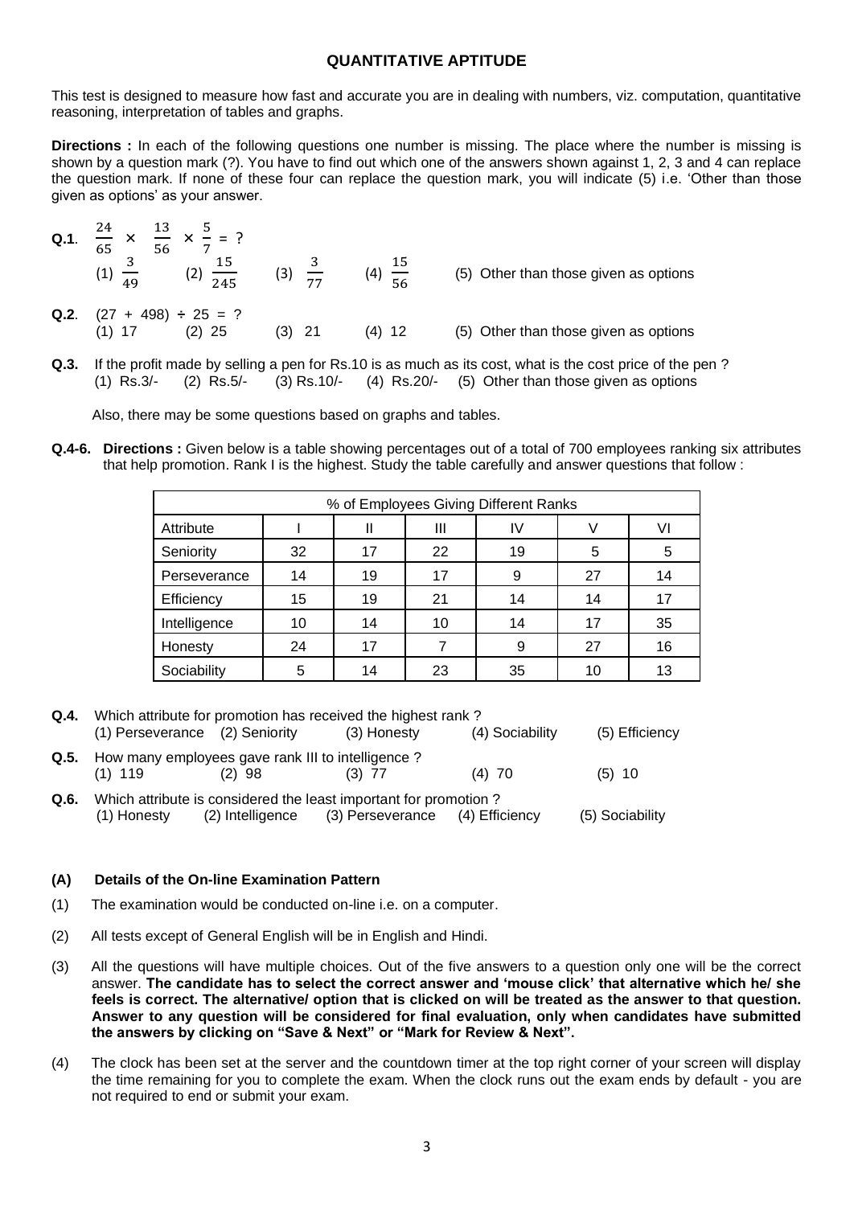## QUANTITATIVE APTITUDE

This test is designed to measure how fast and accurate you are in dealing with numbers, viz. computation, quantitative reasoning, interpretation of tables and graphs.

**Directions :** In each of the following questions one number is missing. The place where the number is missing is shown by a question mark (?). You have to find out which one of the answers shown against 1, 2, 3 and 4 can replace the question mark. If none of these four can replace the question mark, you will indicate (5) i.e. 'Other than those given as options' as your answer.

**Q.1**. $\frac{24}{65} \times \frac{13}{56} \times \frac{5}{7} = ?$

(1) $\frac{3}{49}$ (2) $\frac{15}{245}$ (3) $\frac{3}{77}$ (4) $\frac{15}{56}$ (5) Other than those given as options

**Q.2**. $(27 + 498) \div 25 = ?$

(1) 17 (2) 25 (3) 21 (4) 12 (5) Other than those given as options

**Q.3.** If the profit made by selling a pen for Rs.10 is as much as its cost, what is the cost price of the pen ?

(1) Rs.3/- (2) Rs.5/- (3) Rs.10/- (4) Rs.20/- (5) Other than those given as options

Also, there may be some questions based on graphs and tables.

**Q.4-6. Directions :** Given below is a table showing percentages out of a total of 700 employees ranking six attributes that help promotion. Rank I is the highest. Study the table carefully and answer questions that follow :

| % of Employees Giving Different Ranks | | | | | | |
|---|---|---|---|---|---|---|
| Attribute | I | II | III | IV | V | VI |
| Seniority | 32 | 17 | 22 | 19 | 5 | 5 |
| Perseverance | 14 | 19 | 17 | 9 | 27 | 14 |
| Efficiency | 15 | 19 | 21 | 14 | 14 | 17 |
| Intelligence | 10 | 14 | 10 | 14 | 17 | 35 |
| Honesty | 24 | 17 | 7 | 9 | 27 | 16 |
| Sociability | 5 | 14 | 23 | 35 | 10 | 13 |

**Q.4.** Which attribute for promotion has received the highest rank ?

(1) Perseverance (2) Seniority (3) Honesty (4) Sociability (5) Efficiency

**Q.5.** How many employees gave rank III to intelligence ?

(1) 119 (2) 98 (3) 77 (4) 70 (5) 10

**Q.6.** Which attribute is considered the least important for promotion ?

(1) Honesty (2) Intelligence (3) Perseverance (4) Efficiency (5) Sociability

### (A) Details of the On-line Examination Pattern

(1) The examination would be conducted on-line i.e. on a computer.

(2) All tests except of General English will be in English and Hindi.

(3) All the questions will have multiple choices. Out of the five answers to a question only one will be the correct answer. **The candidate has to select the correct answer and 'mouse click' that alternative which he/ she feels is correct. The alternative/ option that is clicked on will be treated as the answer to that question. Answer to any question will be considered for final evaluation, only when candidates have submitted the answers by clicking on "Save & Next" or "Mark for Review & Next".**

(4) The clock has been set at the server and the countdown timer at the top right corner of your screen will display the time remaining for you to complete the exam. When the clock runs out the exam ends by default - you are not required to end or submit your exam.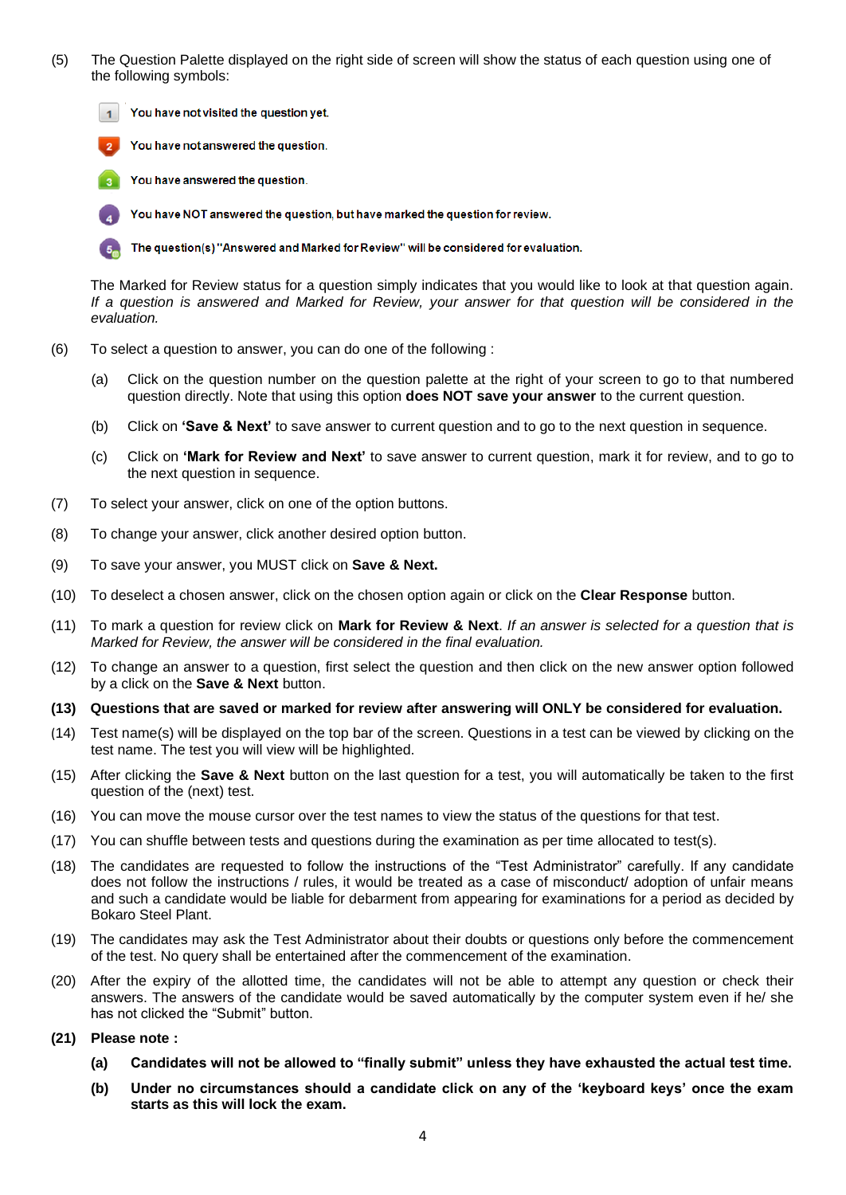(5) The Question Palette displayed on the right side of screen will show the status of each question using one of the following symbols:

- 1 You have not visited the question yet.
- 2 You have not answered the question.
- 3 You have answered the question.
- 4 You have NOT answered the question, but have marked the question for review.
- 5 The question(s) "Answered and Marked for Review" will be considered for evaluation.

The Marked for Review status for a question simply indicates that you would like to look at that question again. *If a question is answered and Marked for Review, your answer for that question will be considered in the evaluation.*

(6) To select a question to answer, you can do one of the following :

(a) Click on the question number on the question palette at the right of your screen to go to that numbered question directly. Note that using this option **does NOT save your answer** to the current question.

(b) Click on **'Save & Next'** to save answer to current question and to go to the next question in sequence.

(c) Click on **'Mark for Review and Next'** to save answer to current question, mark it for review, and to go to the next question in sequence.

(7) To select your answer, click on one of the option buttons.

(8) To change your answer, click another desired option button.

(9) To save your answer, you MUST click on **Save & Next.**

(10) To deselect a chosen answer, click on the chosen option again or click on the **Clear Response** button.

(11) To mark a question for review click on **Mark for Review & Next**. *If an answer is selected for a question that is Marked for Review, the answer will be considered in the final evaluation.*

(12) To change an answer to a question, first select the question and then click on the new answer option followed by a click on the **Save & Next** button.

**(13) Questions that are saved or marked for review after answering will ONLY be considered for evaluation.**

(14) Test name(s) will be displayed on the top bar of the screen. Questions in a test can be viewed by clicking on the test name. The test you will view will be highlighted.

(15) After clicking the **Save & Next** button on the last question for a test, you will automatically be taken to the first question of the (next) test.

(16) You can move the mouse cursor over the test names to view the status of the questions for that test.

(17) You can shuffle between tests and questions during the examination as per time allocated to test(s).

(18) The candidates are requested to follow the instructions of the "Test Administrator" carefully. If any candidate does not follow the instructions / rules, it would be treated as a case of misconduct/ adoption of unfair means and such a candidate would be liable for debarment from appearing for examinations for a period as decided by Bokaro Steel Plant.

(19) The candidates may ask the Test Administrator about their doubts or questions only before the commencement of the test. No query shall be entertained after the commencement of the examination.

(20) After the expiry of the allotted time, the candidates will not be able to attempt any question or check their answers. The answers of the candidate would be saved automatically by the computer system even if he/ she has not clicked the "Submit" button.

**(21) Please note :**

**(a) Candidates will not be allowed to "finally submit" unless they have exhausted the actual test time.**

**(b) Under no circumstances should a candidate click on any of the 'keyboard keys' once the exam starts as this will lock the exam.**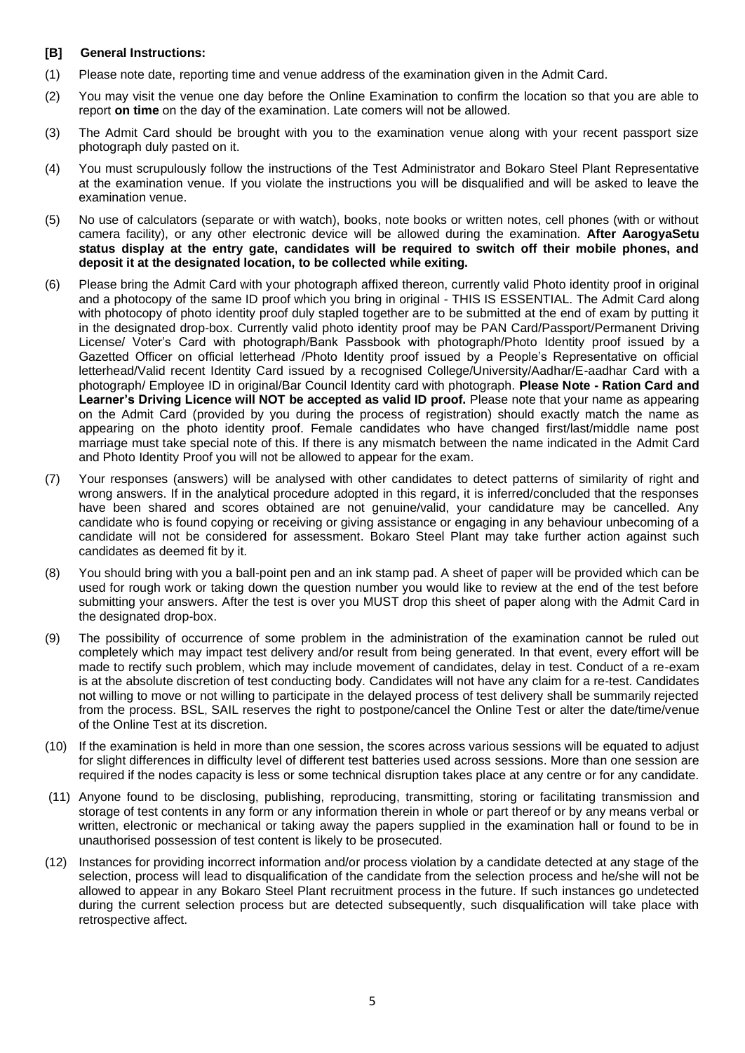**[B] General Instructions:**

(1) Please note date, reporting time and venue address of the examination given in the Admit Card.

(2) You may visit the venue one day before the Online Examination to confirm the location so that you are able to report **on time** on the day of the examination. Late comers will not be allowed.

(3) The Admit Card should be brought with you to the examination venue along with your recent passport size photograph duly pasted on it.

(4) You must scrupulously follow the instructions of the Test Administrator and Bokaro Steel Plant Representative at the examination venue. If you violate the instructions you will be disqualified and will be asked to leave the examination venue.

(5) No use of calculators (separate or with watch), books, note books or written notes, cell phones (with or without camera facility), or any other electronic device will be allowed during the examination. **After AarogyaSetu status display at the entry gate, candidates will be required to switch off their mobile phones, and deposit it at the designated location, to be collected while exiting.**

(6) Please bring the Admit Card with your photograph affixed thereon, currently valid Photo identity proof in original and a photocopy of the same ID proof which you bring in original - THIS IS ESSENTIAL. The Admit Card along with photocopy of photo identity proof duly stapled together are to be submitted at the end of exam by putting it in the designated drop-box. Currently valid photo identity proof may be PAN Card/Passport/Permanent Driving License/ Voter's Card with photograph/Bank Passbook with photograph/Photo Identity proof issued by a Gazetted Officer on official letterhead /Photo Identity proof issued by a People's Representative on official letterhead/Valid recent Identity Card issued by a recognised College/University/Aadhar/E-aadhar Card with a photograph/ Employee ID in original/Bar Council Identity card with photograph. **Please Note - Ration Card and Learner's Driving Licence will NOT be accepted as valid ID proof.** Please note that your name as appearing on the Admit Card (provided by you during the process of registration) should exactly match the name as appearing on the photo identity proof. Female candidates who have changed first/last/middle name post marriage must take special note of this. If there is any mismatch between the name indicated in the Admit Card and Photo Identity Proof you will not be allowed to appear for the exam.

(7) Your responses (answers) will be analysed with other candidates to detect patterns of similarity of right and wrong answers. If in the analytical procedure adopted in this regard, it is inferred/concluded that the responses have been shared and scores obtained are not genuine/valid, your candidature may be cancelled. Any candidate who is found copying or receiving or giving assistance or engaging in any behaviour unbecoming of a candidate will not be considered for assessment. Bokaro Steel Plant may take further action against such candidates as deemed fit by it.

(8) You should bring with you a ball-point pen and an ink stamp pad. A sheet of paper will be provided which can be used for rough work or taking down the question number you would like to review at the end of the test before submitting your answers. After the test is over you MUST drop this sheet of paper along with the Admit Card in the designated drop-box.

(9) The possibility of occurrence of some problem in the administration of the examination cannot be ruled out completely which may impact test delivery and/or result from being generated. In that event, every effort will be made to rectify such problem, which may include movement of candidates, delay in test. Conduct of a re-exam is at the absolute discretion of test conducting body. Candidates will not have any claim for a re-test. Candidates not willing to move or not willing to participate in the delayed process of test delivery shall be summarily rejected from the process. BSL, SAIL reserves the right to postpone/cancel the Online Test or alter the date/time/venue of the Online Test at its discretion.

(10) If the examination is held in more than one session, the scores across various sessions will be equated to adjust for slight differences in difficulty level of different test batteries used across sessions. More than one session are required if the nodes capacity is less or some technical disruption takes place at any centre or for any candidate.

(11) Anyone found to be disclosing, publishing, reproducing, transmitting, storing or facilitating transmission and storage of test contents in any form or any information therein in whole or part thereof or by any means verbal or written, electronic or mechanical or taking away the papers supplied in the examination hall or found to be in unauthorised possession of test content is likely to be prosecuted.

(12) Instances for providing incorrect information and/or process violation by a candidate detected at any stage of the selection, process will lead to disqualification of the candidate from the selection process and he/she will not be allowed to appear in any Bokaro Steel Plant recruitment process in the future. If such instances go undetected during the current selection process but are detected subsequently, such disqualification will take place with retrospective affect.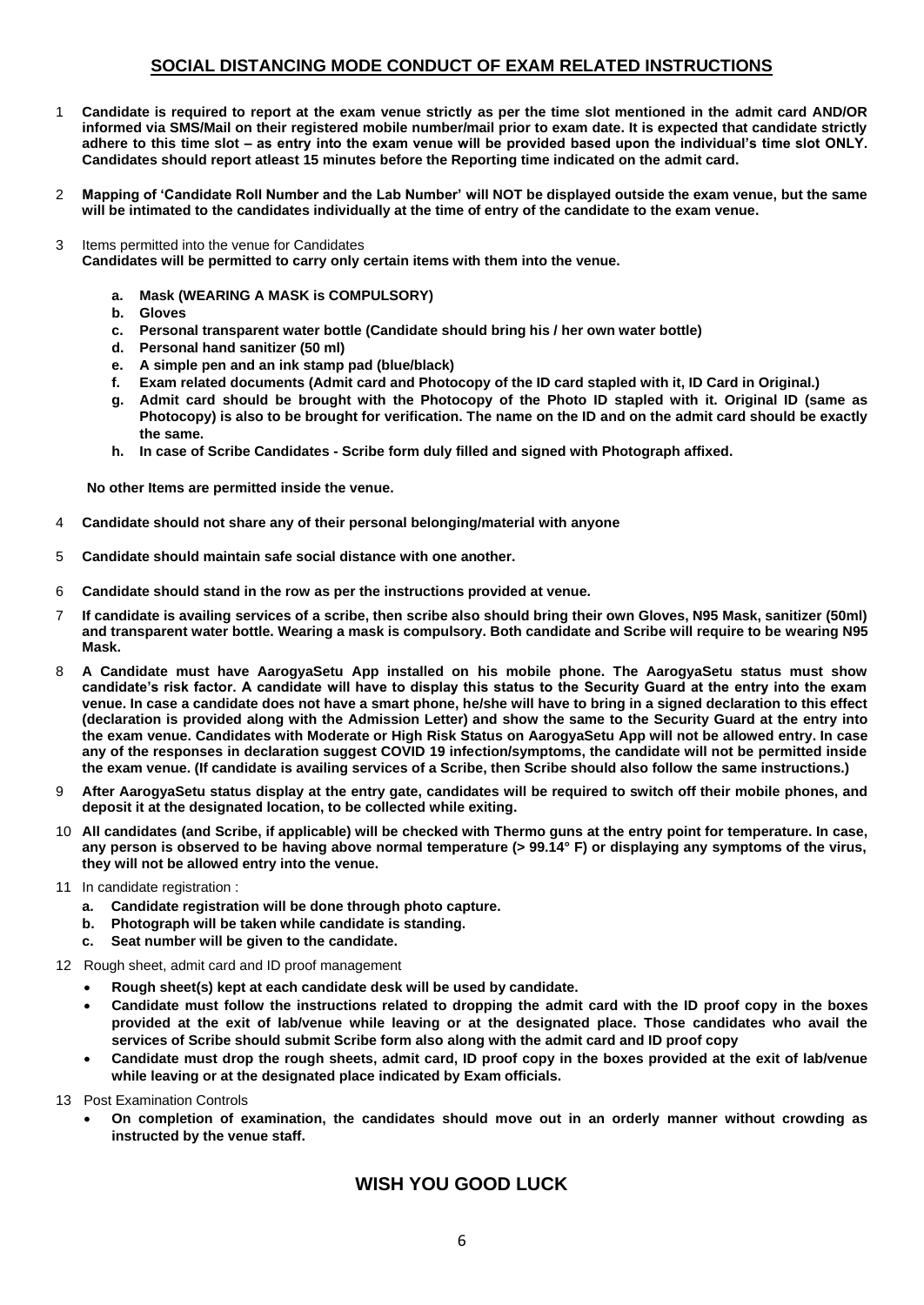## SOCIAL DISTANCING MODE CONDUCT OF EXAM RELATED INSTRUCTIONS

1. **Candidate is required to report at the exam venue strictly as per the time slot mentioned in the admit card AND/OR informed via SMS/Mail on their registered mobile number/mail prior to exam date. It is expected that candidate strictly adhere to this time slot – as entry into the exam venue will be provided based upon the individual's time slot ONLY. Candidates should report atleast 15 minutes before the Reporting time indicated on the admit card.**

2. **Mapping of 'Candidate Roll Number and the Lab Number' will NOT be displayed outside the exam venue, but the same will be intimated to the candidates individually at the time of entry of the candidate to the exam venue.**

3. Items permitted into the venue for Candidates
   **Candidates will be permitted to carry only certain items with them into the venue.**

   a. **Mask (WEARING A MASK is COMPULSORY)**
   b. **Gloves**
   c. **Personal transparent water bottle (Candidate should bring his / her own water bottle)**
   d. **Personal hand sanitizer (50 ml)**
   e. **A simple pen and an ink stamp pad (blue/black)**
   f. **Exam related documents (Admit card and Photocopy of the ID card stapled with it, ID Card in Original.)**
   g. **Admit card should be brought with the Photocopy of the Photo ID stapled with it. Original ID (same as Photocopy) is also to be brought for verification. The name on the ID and on the admit card should be exactly the same.**
   h. **In case of Scribe Candidates - Scribe form duly filled and signed with Photograph affixed.**

   **No other Items are permitted inside the venue.**

4. **Candidate should not share any of their personal belonging/material with anyone**

5. **Candidate should maintain safe social distance with one another.**

6. **Candidate should stand in the row as per the instructions provided at venue.**

7. **If candidate is availing services of a scribe, then scribe also should bring their own Gloves, N95 Mask, sanitizer (50ml) and transparent water bottle. Wearing a mask is compulsory. Both candidate and Scribe will require to be wearing N95 Mask.**

8. **A Candidate must have AarogyaSetu App installed on his mobile phone. The AarogyaSetu status must show candidate's risk factor. A candidate will have to display this status to the Security Guard at the entry into the exam venue. In case a candidate does not have a smart phone, he/she will have to bring in a signed declaration to this effect (declaration is provided along with the Admission Letter) and show the same to the Security Guard at the entry into the exam venue. Candidates with Moderate or High Risk Status on AarogyaSetu App will not be allowed entry. In case any of the responses in declaration suggest COVID 19 infection/symptoms, the candidate will not be permitted inside the exam venue. (If candidate is availing services of a Scribe, then Scribe should also follow the same instructions.)**

9. **After AarogyaSetu status display at the entry gate, candidates will be required to switch off their mobile phones, and deposit it at the designated location, to be collected while exiting.**

10. **All candidates (and Scribe, if applicable) will be checked with Thermo guns at the entry point for temperature. In case, any person is observed to be having above normal temperature (> 99.14° F) or displaying any symptoms of the virus, they will not be allowed entry into the venue.**

11. In candidate registration :
    a. **Candidate registration will be done through photo capture.**
    b. **Photograph will be taken while candidate is standing.**
    c. **Seat number will be given to the candidate.**

12. Rough sheet, admit card and ID proof management
    - **Rough sheet(s) kept at each candidate desk will be used by candidate.**
    - **Candidate must follow the instructions related to dropping the admit card with the ID proof copy in the boxes provided at the exit of lab/venue while leaving or at the designated place. Those candidates who avail the services of Scribe should submit Scribe form also along with the admit card and ID proof copy**
    - **Candidate must drop the rough sheets, admit card, ID proof copy in the boxes provided at the exit of lab/venue while leaving or at the designated place indicated by Exam officials.**

13. Post Examination Controls
    - **On completion of examination, the candidates should move out in an orderly manner without crowding as instructed by the venue staff.**

## WISH YOU GOOD LUCK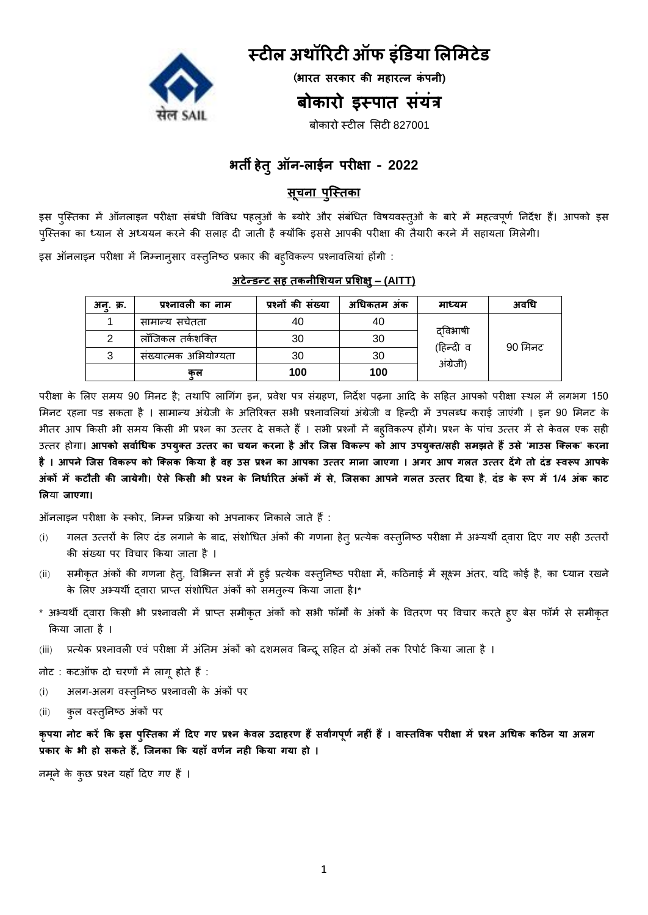# स्टील अथॉरिटी ऑफ इंडिया लिमिटेड

**(भारत सरकार की महारत्न कंपनी)**

## बोकारो इस्पात संयंत्र

बोकारो स्टील सिटी 827001

## भर्ती हेतु ऑन-लाईन परीक्षा - 2022

### सूचना पुस्तिका

इस पुस्तिका में ऑनलाइन परीक्षा संबंधी विविध पहलुओं के ब्योरे और संबंधित विषयवस्तुओं के बारे में महत्वपूर्ण निर्देश हैं। आपको इस पुस्तिका का ध्यान से अध्ययन करने की सलाह दी जाती है क्योंकि इससे आपकी परीक्षा की तैयारी करने में सहायता मिलेगी।

इस ऑनलाइन परीक्षा में निम्नानुसार वस्तुनिष्ठ प्रकार की बहुविकल्प प्रश्नावलियां होंगी :

**अटेन्डन्ट सह तकनीशियन प्रशिक्षु – (AITT)**

| अनु. क्र. | प्रश्नावली का नाम | प्रश्नों की संख्या | अधिकतम अंक | माध्यम | अवधि |
|---|---|---|---|---|---|
| 1 | सामान्य सचेतता | 40 | 40 | द्विभाषी (हिन्दी व अंग्रेजी) | 90 मिनट |
| 2 | लॉजिकल तर्कशक्ति | 30 | 30 | | |
| 3 | संख्यात्मक अभियोग्यता | 30 | 30 | | |
| | **कुल** | **100** | **100** | | |

परीक्षा के लिए समय 90 मिनट है; तथापि लागिंग इन, प्रवेश पत्र संग्रहण, निर्देश पढ़ना आदि के सहित आपको परीक्षा स्थल में लगभग 150 मिनट रहना पड सकता है । सामान्य अंग्रेजी के अतिरिक्त सभी प्रश्नावलियां अंग्रेजी व हिन्दी में उपलब्ध कराई जाएंगी । इन 90 मिनट के भीतर आप किसी भी समय किसी भी प्रश्न का उत्तर दे सकते हैं । सभी प्रश्नों में बहुविकल्प होंगे। प्रश्न के पांच उत्तर में से केवल एक सही उत्तर होगा। **आपको सर्वाधिक उपयुक्त उत्तर का चयन करना है और जिस विकल्प को आप उपयुक्त/सही समझते हैं उसे 'माउस क्लिक' करना है । आपने जिस विकल्प को क्लिक किया है वह उस प्रश्न का आपका उत्तर माना जाएगा । अगर आप गलत उत्तर देंगे तो दंड स्वरूप आपके अंकों में कटौती की जायेगी। ऐसे किसी भी प्रश्न के निर्धारित अंकों में से, जिसका आपने गलत उत्तर दिया है, दंड के रूप में 1/4 अंक काट लिया जाएगा।**

ऑनलाइन परीक्षा के स्कोर, निम्न प्रक्रिया को अपनाकर निकाले जाते हैं :

(i) गलत उत्तरों के लिए दंड लगाने के बाद, संशोधित अंकों की गणना हेतु प्रत्येक वस्तुनिष्ठ परीक्षा में अभ्यर्थी द्वारा दिए गए सही उत्तरों की संख्या पर विचार किया जाता है ।

(ii) समीकृत अंकों की गणना हेतु, विभिन्न सत्रों में हुई प्रत्येक वस्तुनिष्ठ परीक्षा में, कठिनाई में सूक्ष्म अंतर, यदि कोई है, का ध्यान रखने के लिए अभ्यर्थी द्वारा प्राप्त संशोधित अंकों को समतुल्य किया जाता है।*

* अभ्यर्थी द्वारा किसी भी प्रश्नावली में प्राप्त समीकृत अंकों को सभी फॉर्मो के अंकों के वितरण पर विचार करते हुए बेस फॉर्म से समीकृत किया जाता है ।

(iii) प्रत्येक प्रश्नावली एवं परीक्षा में अंतिम अंकों को दशमलव बिन्दू सहित दो अंकों तक रिपोर्ट किया जाता है ।

नोट : कटऑफ दो चरणों में लागू होते हैं :

(i) अलग-अलग वस्तुनिष्ठ प्रश्नावली के अंकों पर

(ii) कुल वस्तुनिष्ठ अंकों पर

**कृपया नोट करें कि इस पुस्तिका में दिए गए प्रश्न केवल उदाहरण हैं सर्वांगपूर्ण नहीं हैं । वास्तविक परीक्षा में प्रश्न अधिक कठिन या अलग प्रकार के भी हो सकते हैं, जिनका कि यहाँ वर्णन नही किया गया हो ।**

नमूने के कुछ प्रश्न यहाँ दिए गए हैं ।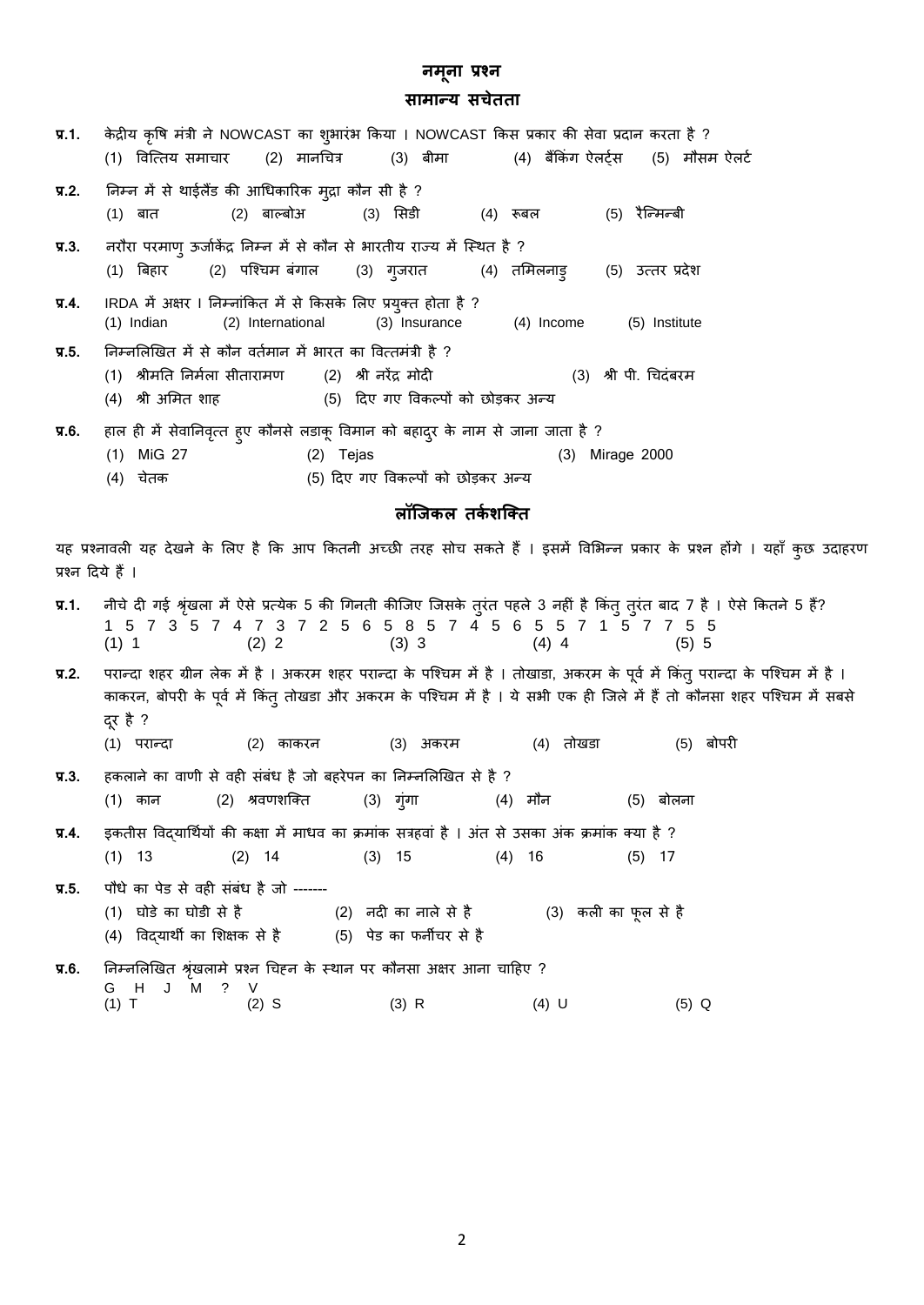## नमूना प्रश्न

### सामान्य सचेतता

**प्र.1.** केंद्रीय कृषि मंत्री ने NOWCAST का शुभारंभ किया । NOWCAST किस प्रकार की सेवा प्रदान करता है ?

(1) वित्तिय समाचार (2) मानचित्र (3) बीमा (4) बैंकिंग ऐलर्ट्स (5) मौसम ऐलर्ट

**प्र.2.** निम्न में से थाईलैंड की आधिकारिक मुद्रा कौन सी है ?

(1) बात (2) बाल्बोअ (3) सिडी (4) रूबल (5) रैन्मिन्बी

**प्र.3.** नरौरा परमाणु ऊर्जाकेंद्र निम्न में से कौन से भारतीय राज्य में स्थित है ?

(1) बिहार (2) पश्चिम बंगाल (3) गुजरात (4) तमिलनाडु (5) उत्तर प्रदेश

**प्र.4.** IRDA में अक्षर I निम्नांकित में से किसके लिए प्रयुक्त होता है ?

(1) Indian (2) International (3) Insurance (4) Income (5) Institute

**प्र.5.** निम्नलिखित में से कौन वर्तमान में भारत का वित्तमंत्री है ?

(1) श्रीमति निर्मला सीतारामण (2) श्री नरेंद्र मोदी (3) श्री पी. चिदंबरम
(4) श्री अमित शाह (5) दिए गए विकल्पों को छोड़कर अन्य

**प्र.6.** हाल ही में सेवानिवृत्त हुए कौनसे लडाकू विमान को बहादुर के नाम से जाना जाता है ?

(1) MiG 27 (2) Tejas (3) Mirage 2000
(4) चेतक (5) दिए गए विकल्पों को छोड़कर अन्य

### लॉजिकल तर्कशक्ति

यह प्रश्नावली यह देखने के लिए है कि आप कितनी अच्छी तरह सोच सकते हैं । इसमें विभिन्न प्रकार के प्रश्न होंगे । यहाँ कुछ उदाहरण प्रश्न दिये हैं ।

**प्र.1.** नीचे दी गई श्रृंखला में ऐसे प्रत्येक 5 की गिनती कीजिए जिसके तुरंत पहले 3 नहीं है किंतु तुरंत बाद 7 है । ऐसे कितने 5 हैं?

1 5 7 3 5 7 4 7 3 7 2 5 6 5 8 5 7 4 5 6 5 5 7 1 5 7 7 5 5

(1) 1 (2) 2 (3) 3 (4) 4 (5) 5

**प्र.2.** परान्दा शहर ग्रीन लेक में है । अकरम शहर परान्दा के पश्चिम में है । तोखाडा, अकरम के पूर्व में किंतु परान्दा के पश्चिम में है । काकरन, बोपरी के पूर्व में किंतु तोखडा और अकरम के पश्चिम में है । ये सभी एक ही जिले में हैं तो कौनसा शहर पश्चिम में सबसे दूर है ?

(1) परान्दा (2) काकरन (3) अकरम (4) तोखडा (5) बोपरी

**प्र.3.** हकलाने का वाणी से वही संबंध है जो बहरेपन का निम्नलिखित से है ?

(1) कान (2) श्रवणशक्ति (3) गुंगा (4) मौन (5) बोलना

**प्र.4.** इकतीस विद्यार्थियों की कक्षा में माधव का क्रमांक सत्रहवां है । अंत से उसका अंक क्रमांक क्या है ?

(1) 13 (2) 14 (3) 15 (4) 16 (5) 17

**प्र.5.** पौधे का पेड से वही संबंध है जो -------

(1) घोडे का घोडी से है (2) नदी का नाले से है (3) कली का फूल से है
(4) विद्यार्थी का शिक्षक से है (5) पेड का फर्नीचर से है

**प्र.6.** निम्नलिखित श्रृंखलामे प्रश्न चिह्न के स्थान पर कौनसा अक्षर आना चाहिए ?

G H J M ? V

(1) T (2) S (3) R (4) U (5) Q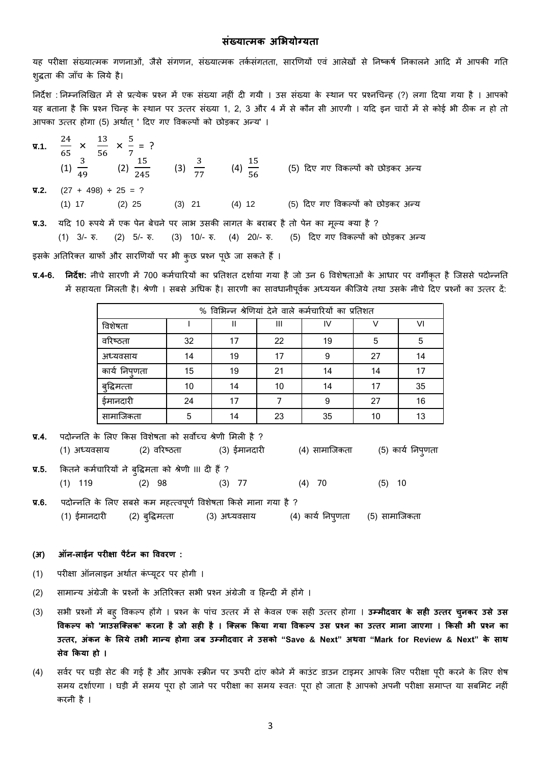## संख्यात्मक अभियोग्यता

यह परीक्षा संख्यात्मक गणनाओं, जैसे संगणन, संख्यात्मक तर्कसंगतता, सारणियों एवं आलेखों से निष्कर्ष निकालने आदि में आपकी गति शुद्धता की जाँच के लिये है।

निर्देश : निम्नलिखित में से प्रत्येक प्रश्न में एक संख्या नहीं दी गयी । उस संख्या के स्थान पर प्रश्नचिन्ह (?) लगा दिया गया है । आपको यह बताना है कि प्रश्न चिन्ह के स्थान पर उत्तर संख्या 1, 2, 3 और 4 में से कौन सी आएगी । यदि इन चारों में से कोई भी ठीक न हो तो आपका उत्तर होगा (5) अर्थात् ' दिए गए विकल्पों को छोड़कर अन्य' ।

**प्र.1.** $\frac{24}{65} \times \frac{13}{56} \times \frac{5}{7} = ?$

(1) $\frac{3}{49}$ (2) $\frac{15}{245}$ (3) $\frac{3}{77}$ (4) $\frac{15}{56}$ (5) दिए गए विकल्पों को छोड़कर अन्य

**प्र.2.** (27 + 498) ÷ 25 = ?

(1) 17 (2) 25 (3) 21 (4) 12 (5) दिए गए विकल्पों को छोड़कर अन्य

**प्र.3.** यदि 10 रूपये में एक पेन बेचने पर लाभ उसकी लागत के बराबर है तो पेन का मूल्य क्या है ?

(1) 3/- रु. (2) 5/- रु. (3) 10/- रु. (4) 20/- रु. (5) दिए गए विकल्पों को छोड़कर अन्य

इसके अतिरिक्त ग्राफों और सारणियों पर भी कुछ प्रश्न पूछे जा सकते हैं ।

**प्र.4-6. निर्देश:** नीचे सारणी में 700 कर्मचारियों का प्रतिशत दर्शाया गया है जो उन 6 विशेषताओं के आधार पर वर्गीकृत है जिससे पदोन्नति में सहायता मिलती है। श्रेणी । सबसे अधिक है। सारणी का सावधानीपूर्वक अध्ययन कीजिये तथा उसके नीचे दिए गए प्रश्नों का उत्तर दें:

| % विभिन्न श्रेणियां देने वाले कर्मचारियों का प्रतिशत | | | | | | |
|---|---|---|---|---|---|---|
| विशेषता | I | II | III | IV | V | VI |
| वरिष्ठता | 32 | 17 | 22 | 19 | 5 | 5 |
| अध्यवसाय | 14 | 19 | 17 | 9 | 27 | 14 |
| कार्य निपुणता | 15 | 19 | 21 | 14 | 14 | 17 |
| बुद्धिमत्ता | 10 | 14 | 10 | 14 | 17 | 35 |
| ईमानदारी | 24 | 17 | 7 | 9 | 27 | 16 |
| सामाजिकता | 5 | 14 | 23 | 35 | 10 | 13 |

**प्र.4.** पदोन्नति के लिए किस विशेषता को सर्वोच्च श्रेणी मिली है ?

(1) अध्यवसाय (2) वरिष्ठता (3) ईमानदारी (4) सामाजिकता (5) कार्य निपुणता

**प्र.5.** कितने कर्मचारियों ने बुद्धिमता को श्रेणी III दी हैं ?

(1) 119 (2) 98 (3) 77 (4) 70 (5) 10

**प्र.6.** पदोन्नति के लिए सबसे कम महत्त्वपूर्ण विशेषता किसे माना गया है ?

(1) ईमानदारी (2) बुद्धिमत्ता (3) अध्यवसाय (4) कार्य निपुणता (5) सामाजिकता

**(अ) ऑन-लाईन परीक्षा पैर्टन का विवरण :**

(1) परीक्षा ऑनलाइन अर्थात कंप्यूटर पर होगी ।

(2) सामान्य अंग्रेजी के प्रश्नों के अतिरिक्त सभी प्रश्न अंग्रेजी व हिन्दी में होंगे ।

(3) सभी प्रश्नों में बहु विकल्प होंगे । प्रश्न के पांच उत्तर में से केवल एक सही उत्तर होगा । **उम्मीदवार के सही उत्तर चुनकर उसे उस विकल्प को 'माउसक्लिक' करना है जो सही है । क्लिक किया गया विकल्प उस प्रश्न का उत्तर माना जाएगा । किसी भी प्रश्न का उत्तर, अंकन के लिये तभी मान्य होगा जब उम्मीदवार ने उसको "Save & Next" अथवा "Mark for Review & Next" के साथ सेव किया हो ।**

(4) सर्वर पर घड़ी सेट की गई है और आपके स्क्रीन पर ऊपरी दांए कोने में काउंट डाउन टाइमर आपके लिए परीक्षा पूरी करने के लिए शेष समय दर्शाएगा । घड़ी में समय पूरा हो जाने पर परीक्षा का समय स्वतः पूरा हो जाता है आपको अपनी परीक्षा समाप्त या सबमिट नहीं करनी है ।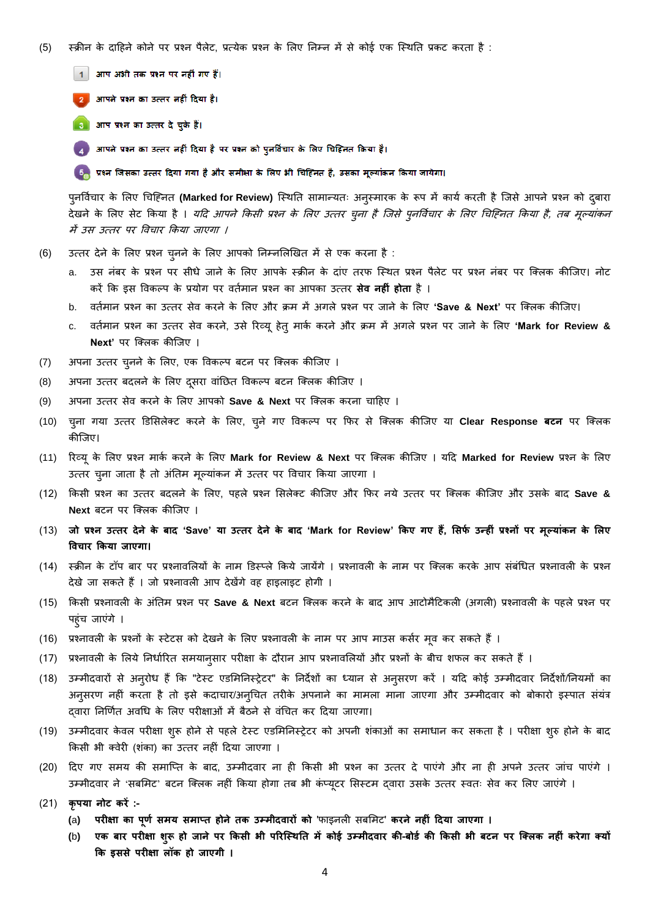(5) स्क्रीन के दाहिने कोने पर प्रश्न पैलेट, प्रत्येक प्रश्न के लिए निम्न में से कोई एक स्थिति प्रकट करता है :

1 आप अभी तक प्रश्न पर नहीं गए हैं।

2 आपने प्रश्न का उत्तर नहीं दिया है।

3 आप प्रश्न का उत्तर दे चुके हैं।

4 आपने प्रश्न का उत्तर नहीं दिया है पर प्रश्न को पुनर्विचार के लिए चिह्नित किया है।

5 प्रश्न जिसका उत्तर दिया गया है और समीक्षा के लिए भी चिह्नित है, उसका मूल्यांकन किया जायेगा।

पुनर्विचार के लिए चिह्नित **(Marked for Review)** स्थिति सामान्यतः अनुस्मारक के रूप में कार्य करती है जिसे आपने प्रश्न को दुबारा देखने के लिए सेट किया है । *यदि आपने किसी प्रश्न के लिए उत्तर चुना है जिसे पुनर्विचार के लिए चिह्नित किया है, तब मूल्यांकन में उस उत्तर पर विचार किया जाएगा ।*

(6) उत्तर देने के लिए प्रश्न चुनने के लिए आपको निम्नलिखित में से एक करना है :

a. उस नंबर के प्रश्न पर सीधे जाने के लिए आपके स्क्रीन के दांए तरफ स्थित प्रश्न पैलेट पर प्रश्न नंबर पर क्लिक कीजिए। नोट करें कि इस विकल्प के प्रयोग पर वर्तमान प्रश्न का आपका उत्तर **सेव नहीं होता** है ।

b. वर्तमान प्रश्न का उत्तर सेव करने के लिए और क्रम में अगले प्रश्न पर जाने के लिए **'Save & Next'** पर क्लिक कीजिए।

c. वर्तमान प्रश्न का उत्तर सेव करने, उसे रिव्यू हेतु मार्क करने और क्रम में अगले प्रश्न पर जाने के लिए **'Mark for Review & Next'** पर क्लिक कीजिए ।

(7) अपना उत्तर चुनने के लिए, एक विकल्प बटन पर क्लिक कीजिए ।

(8) अपना उत्तर बदलने के लिए दूसरा वांछित विकल्प बटन क्लिक कीजिए ।

(9) अपना उत्तर सेव करने के लिए आपको **Save & Next** पर क्लिक करना चाहिए ।

(10) चुना गया उत्तर डिसिलेक्ट करने के लिए, चुने गए विकल्प पर फिर से क्लिक कीजिए या **Clear Response बटन** पर क्लिक कीजिए।

(11) रिव्यू के लिए प्रश्न मार्क करने के लिए **Mark for Review & Next** पर क्लिक कीजिए । यदि **Marked for Review** प्रश्न के लिए उत्तर चुना जाता है तो अंतिम मूल्यांकन में उत्तर पर विचार किया जाएगा ।

(12) किसी प्रश्न का उत्तर बदलने के लिए, पहले प्रश्न सिलेक्ट कीजिए और फिर नये उत्तर पर क्लिक कीजिए और उसके बाद **Save & Next** बटन पर क्लिक कीजिए ।

(13) **जो प्रश्न उत्तर देने के बाद 'Save' या उत्तर देने के बाद 'Mark for Review' किए गए हैं, सिर्फ उन्हीं प्रश्नों पर मूल्यांकन के लिए विचार किया जाएगा।**

(14) स्क्रीन के टॉप बार पर प्रश्नावलियों के नाम डिस्प्ले किये जायेंगे । प्रश्नावली के नाम पर क्लिक करके आप संबंधित प्रश्नावली के प्रश्न देखे जा सकते हैं । जो प्रश्नावली आप देखेंगे वह हाइलाइट होगी ।

(15) किसी प्रश्नावली के अंतिम प्रश्न पर **Save & Next** बटन क्लिक करने के बाद आप आटोमैटिकली (अगली) प्रश्नावली के पहले प्रश्न पर पहुंच जाएंगे ।

(16) प्रश्नावली के प्रश्नों के स्टेटस को देखने के लिए प्रश्नावली के नाम पर आप माउस कर्सर मूव कर सकते हैं ।

(17) प्रश्नावली के लिये निर्धारित समयानुसार परीक्षा के दौरान आप प्रश्नावलियों और प्रश्नों के बीच शफल कर सकते हैं ।

(18) उम्मीदवारों से अनुरोध हैं कि "टेस्ट एडमिनिस्ट्रेटर" के निर्देशों का ध्यान से अनुसरण करें । यदि कोई उम्मीदवार निर्देशों/नियमों का अनुसरण नहीं करता है तो इसे कदाचार/अनुचित तरीके अपनाने का मामला माना जाएगा और उम्मीदवार को बोकारो इस्पात संयंत्र द्वारा निर्णित अवधि के लिए परीक्षाओं में बैठने से वंचित कर दिया जाएगा।

(19) उम्मीदवार केवल परीक्षा शुरू होने से पहले टेस्ट एडमिनिस्ट्रेटर को अपनी शंकाओं का समाधान कर सकता है । परीक्षा शुरु होने के बाद किसी भी क्वेरी (शंका) का उत्तर नहीं दिया जाएगा ।

(20) दिए गए समय की समाप्ति के बाद, उम्मीदवार ना ही किसी भी प्रश्न का उत्तर दे पाएंगे और ना ही अपने उत्तर जांच पाएंगे । उम्मीदवार ने 'सबमिट' बटन क्लिक नहीं किया होगा तब भी कंप्यूटर सिस्टम द्वारा उसके उत्तर स्वतः सेव कर लिए जाएंगे ।

(21) **कृपया नोट करें :-**

(a) **परीक्षा का पूर्ण समय समाप्त होने तक उम्मीदवारों को 'फाइनली सबमिट' करने नहीं दिया जाएगा ।**

(b) **एक बार परीक्षा शुरू हो जाने पर किसी भी परिस्थिति में कोई उम्मीदवार की-बोर्ड की किसी भी बटन पर क्लिक नहीं करेगा क्यों कि इससे परीक्षा लॉक हो जाएगी ।**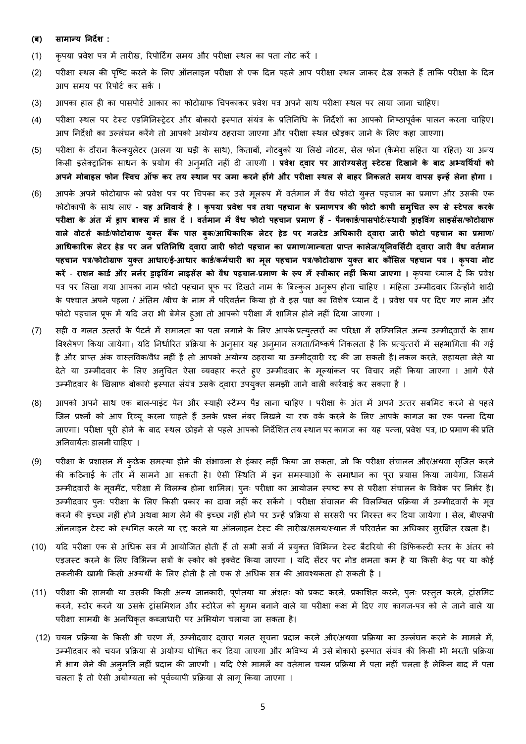**(ब) सामान्य निर्देश :**

(1) कृपया प्रवेश पत्र में तारीख, रिपोर्टिंग समय और परीक्षा स्थल का पता नोट करें ।

(2) परीक्षा स्थल की पुष्टि करने के लिए ऑनलाइन परीक्षा से एक दिन पहले आप परीक्षा स्थल जाकर देख सकते हैं ताकि परीक्षा के दिन आप समय पर रिपोर्ट कर सकें ।

(3) आपका हाल ही का पासपोर्ट आकार का फोटोग्राफ चिपकाकर प्रवेश पत्र अपने साथ परीक्षा स्थल पर लाया जाना चाहिए।

(4) परीक्षा स्थल पर टेस्ट एडमिनिस्ट्रेटर और बोकारो इस्पात संयंत्र के प्रतिनिधि के निर्देशों का आपको निष्ठापूर्वक पालन करना चाहिए। आप निर्देशों का उल्लंघन करेंगे तो आपको अयोग्य ठहराया जाएगा और परीक्षा स्थल छोड़कर जाने के लिए कहा जाएगा।

(5) परीक्षा के दौरान कैल्क्युलेटर (अलग या घड़ी के साथ), किताबों, नोटबुकों या लिखे नोटस, सेल फोन (कैमेरा सहित या रहित) या अन्य किसी इलेक्ट्रानिक साधन के प्रयोग की अनुमति नहीं दी जाएगी । **प्रवेश द्वार पर आरोग्यसेतु स्टेटस दिखाने के बाद अभ्यर्थियों को अपने मोबाइल फोन स्विच ऑफ कर तय स्थान पर जमा करने होंगे और परीक्षा स्थल से बाहर निकलते समय वापस इन्हें लेना होगा ।**

(6) आपके अपने फोटोग्राफ को प्रवेश पत्र पर चिपका कर उसे मूलरूप में वर्तमान में वैध फोटो युक्त पहचान का प्रमाण और उसकी एक फोटोकापी के साथ लाएं - **यह अनिवार्य है । कृपया प्रवेश पत्र तथा पहचान के प्रमाणपत्र की फोटो कापी समुचित रूप से स्टेपल करके परीक्षा के अंत में ड्राप बाक्स में डाल दें । वर्तमान में वैध फोटो पहचान प्रमाण हैं - पैनकार्ड/पासपोर्ट/स्थायी ड्राइविंग लाइसेंस/फोटोग्राफ वाले वोटर्स कार्ड/फोटोग्राफ युक्त बैंक पास बुक/आधिकारिक लेटर हेड पर गजटेड अधिकारी द्वारा जारी फोटो पहचान का प्रमाण/ आधिकारिक लेटर हेड पर जन प्रतिनिधि द्वारा जारी फोटो पहचान का प्रमाण/मान्यता प्राप्त कालेज/यूनिवर्सिटी द्वारा जारी वैध वर्तमान पहचान पत्र/फोटोग्राफ युक्त आधार/ई-आधार कार्ड/कर्मचारी का मूल पहचान पत्र/फोटोग्राफ युक्त बार कौंसिल पहचान पत्र । कृपया नोट करें - राशन कार्ड और लर्नर ड्राइविंग लाइसेंस को वैध पहचान-प्रमाण के रूप में स्वीकार नहीं किया जाएगा ।** कृपया ध्यान दें कि प्रवेश पत्र पर लिखा गया आपका नाम फोटो पहचान प्रूफ पर दिखते नाम के बिल्कुल अनुरूप होना चाहिए । महिला उम्मीदवार जिन्होंने शादी के पश्चात अपने पहला / अंतिम /बीच के नाम में परिवर्तन किया हो वे इस पक्ष का विशेष ध्यान दें । प्रवेश पत्र पर दिए गए नाम और फोटो पहचान प्रूफ में यदि जरा भी बेमेल हुआ तो आपको परीक्षा में शामिल होने नहीं दिया जाएगा ।

(7) सही व गलत उत्तरों के पैटर्न में समानता का पता लगाने के लिए आपके प्रत्युत्तरों का परिक्षा में सम्मिलित अन्य उम्मीदवारों के साथ विश्लेषण किया जायेगा। यदि निर्धारित प्रक्रिया के अनुसार यह अनुमान लगता/निष्कर्ष निकलता है कि प्रत्युत्तरों में सहभागिता की गई है और प्राप्त अंक वास्तविक/वैध नहीं है तो आपको अयोग्य ठहराया या उम्मीदवारी रद्द की जा सकती है। नकल करते, सहायता लेते या देते या उम्मीदवार के लिए अनुचित ऐसा व्यवहार करते हुए उम्मीदवार के मूल्यांकन पर विचार नहीं किया जाएगा । आगे ऐसे उम्मीदवार के खिलाफ बोकारो इस्पात संयंत्र उसके द्वारा उपयुक्त समझी जाने वाली कार्रवाई कर सकता है ।

(8) आपको अपने साथ एक बाल-पाइंट पेन और स्याही स्टैम्प पैड लाना चाहिए । परीक्षा के अंत में अपने उत्तर सबमिट करने से पहले जिन प्रश्नों को आप रिव्यू करना चाहते हैं उनके प्रश्न नंबर लिखने या रफ वर्क करने के लिए आपके कागज का एक पन्ना दिया जाएगा। परीक्षा पूरी होने के बाद स्थल छोड़ने से पहले आपको निर्देशित तय स्थान पर कागज का यह पन्ना, प्रवेश पत्र, ID प्रमाण की प्रति अनिवार्यतः डालनी चाहिए ।

(9) परीक्षा के प्रशासन में कुछेक समस्या होने की संभावना से इंकार नहीं किया जा सकता, जो कि परीक्षा संचालन और/अथवा सृजित करने की कठिनाई के तौर में सामने आ सकती है। ऐसी स्थिति में इन समस्याओं के समाधान का पूरा प्रयास किया जायेगा, जिसमें उम्मीदवारों के मूवमैंट, परीक्षा में विलम्ब होना शामिल। पुनः परीक्षा का आयोजन स्पष्ट रूप से परीक्षा संचालन के विवेक पर निर्भर है। उम्मीदवार पुनः परीक्षा के लिए किसी प्रकार का दावा नहीं कर सकेंगे । परीक्षा संचालन की विलम्बित प्रक्रिया में उम्मीदवारों के मूव करने की इच्छा नहीं होने अथवा भाग लेने की इच्छा नहीं होने पर उन्हें प्रक्रिया से सरसरी पर निरस्त कर दिया जायेगा । सेल, बीएसपी ऑनलाइन टेस्ट को स्थगित करने या रद्द करने या ऑनलाइन टेस्ट की तारीख/समय/स्थान में परिवर्तन का अधिकार सुरक्षित रखता है।

(10) यदि परीक्षा एक से अधिक सत्र में आयोजित होती हैं तो सभी सत्रों में प्रयुक्त विभिन्न टेस्ट बैटरियो की डिफिकल्टी स्तर के अंतर को एडजस्ट करने के लिए विभिन्न सत्रों के स्कोर को इक्वेट किया जाएगा । यदि सेंटर पर नोड क्षमता कम है या किसी केंद्र पर या कोई तकनीकी खामी किसी अभ्यर्थी के लिए होती है तो एक से अधिक सत्र की आवश्यकता हो सकती है ।

(11) परीक्षा की सामग्री या उसकी किसी अन्य जानकारी, पूर्णतया या अंशतः को प्रकट करने, प्रकाशित करने, पुनः प्रस्तुत करने, ट्रांसमिट करने, स्टोर करने या उसके ट्रांसमिशन और स्टोरेज को सुगम बनाने वाले या परीक्षा कक्ष में दिए गए कागज-पत्र को ले जाने वाले या परीक्षा सामग्री के अनधिकृत कब्जाधारी पर अभियोग चलाया जा सकता है।

(12) चयन प्रक्रिया के किसी भी चरण में, उम्मीदवार द्वारा गलत सूचना प्रदान करने और/अथवा प्रक्रिया का उल्लंघन करने के मामले में, उम्मीदवार को चयन प्रक्रिया से अयोग्य घोषित कर दिया जाएगा और भविष्य में उसे बोकारो इस्पात संयंत्र की किसी भी भरती प्रक्रिया में भाग लेने की अनुमति नहीं प्रदान की जाएगी । यदि ऐसे मामलें का वर्तमान चयन प्रक्रिया में पता नहीं चलता है लेकिन बाद में पता चलता है तो ऐसी अयोग्यता को पूर्वव्यापी प्रक्रिया से लागू किया जाएगा ।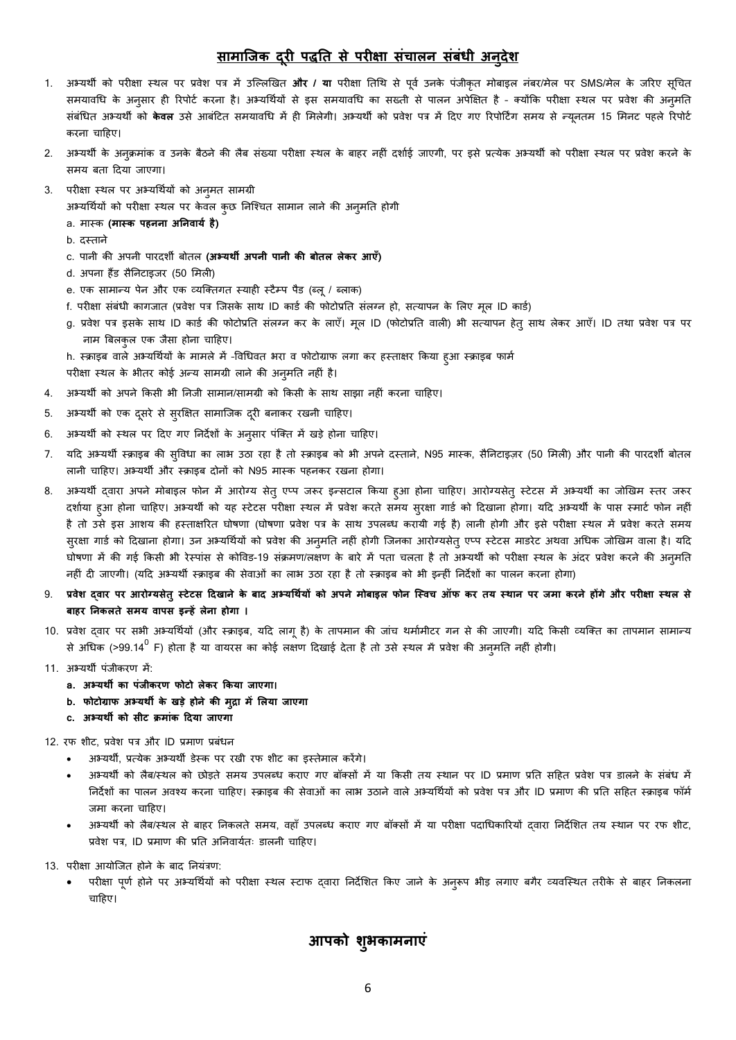## सामाजिक दूरी पद्धति से परीक्षा संचालन संबंधी अनुदेश

1. अभ्यर्थी को परीक्षा स्थल पर प्रवेश पत्र में उल्लिखित **और / या** परीक्षा तिथि से पूर्व उनके पंजीकृत मोबाइल नंबर/मेल पर SMS/मेल के जरिए सूचित समयावधि के अनुसार ही रिपोर्ट करना है। अभ्यर्थियों से इस समयावधि का सख्ती से पालन अपेक्षित है - क्योंकि परीक्षा स्थल पर प्रवेश की अनुमति संबंधित अभ्यर्थी को **केवल** उसे आबंटित समयावधि में ही मिलेगी। अभ्यर्थी को प्रवेश पत्र में दिए गए रिपोर्टिंग समय से न्यूनतम 15 मिनट पहले रिपोर्ट करना चाहिए।
2. अभ्यर्थी के अनुक्रमांक व उनके बैठने की लैब संख्या परीक्षा स्थल के बाहर नहीं दर्शाई जाएगी, पर इसे प्रत्येक अभ्यर्थी को परीक्षा स्थल पर प्रवेश करने के समय बता दिया जाएगा।
3. परीक्षा स्थल पर अभ्यर्थियों को अनुमत सामग्री
   अभ्यर्थियों को परीक्षा स्थल पर केवल कुछ निश्चित सामान लाने की अनुमति होगी
   a. मास्क **(मास्क पहनना अनिवार्य है)**
   b. दस्ताने
   c. पानी की अपनी पारदर्शी बोतल **(अभ्यर्थी अपनी पानी की बोतल लेकर आएँ)**
   d. अपना हैंड सैनिटाइजर (50 मिली)
   e. एक सामान्य पेन और एक व्यक्तिगत स्याही स्टैम्प पैड (ब्लू / ब्लाक)
   f. परीक्षा संबंधी कागजात (प्रवेश पत्र जिसके साथ ID कार्ड की फोटोप्रति संलग्न हो, सत्यापन के लिए मूल ID कार्ड)
   g. प्रवेश पत्र इसके साथ ID कार्ड की फोटोप्रति संलग्न कर के लाएँ। मूल ID (फोटोप्रति वाली) भी सत्यापन हेतु साथ लेकर आएँ। ID तथा प्रवेश पत्र पर नाम बिलकुल एक जैसा होना चाहिए।
   h. स्क्राइब वाले अभ्यर्थियों के मामले में -विधिवत भरा व फोटोग्राफ लगा कर हस्ताक्षर किया हुआ स्क्राइब फार्म
   परीक्षा स्थल के भीतर कोई अन्य सामग्री लाने की अनुमति नहीं है।
4. अभ्यर्थी को अपने किसी भी निजी सामान/सामग्री को किसी के साथ साझा नहीं करना चाहिए।
5. अभ्यर्थी को एक दूसरे से सुरक्षित सामाजिक दूरी बनाकर रखनी चाहिए।
6. अभ्यर्थी को स्थल पर दिए गए निर्देशों के अनुसार पंक्ति में खड़े होना चाहिए।
7. यदि अभ्यर्थी स्क्राइब की सुविधा का लाभ उठा रहा है तो स्क्राइब को भी अपने दस्ताने, N95 मास्क, सैनिटाइज़र (50 मिली) और पानी की पारदर्शी बोतल लानी चाहिए। अभ्यर्थी और स्क्राइब दोनों को N95 मास्क पहनकर रखना होगा।
8. अभ्यर्थी द्वारा अपने मोबाइल फोन में आरोग्य सेतु एप्प जरूर इन्सटाल किया हुआ होना चाहिए। आरोग्यसेतु स्टेटस में अभ्यर्थी का जोखिम स्तर जरूर दर्शाया हुआ होना चाहिए। अभ्यर्थी को यह स्टेटस परीक्षा स्थल में प्रवेश करते समय सुरक्षा गार्ड को दिखाना होगा। यदि अभ्यर्थी के पास स्मार्ट फोन नहीं है तो उसे इस आशय की हस्ताक्षरित घोषणा (घोषणा प्रवेश पत्र के साथ उपलब्ध करायी गई है) लानी होगी और इसे परीक्षा स्थल में प्रवेश करते समय सुरक्षा गार्ड को दिखाना होगा। उन अभ्यर्थियों को प्रवेश की अनुमति नहीं होगी जिनका आरोग्यसेतु एप्प स्टेटस माडरेट अथवा अधिक जोखिम वाला है। यदि घोषणा में की गई किसी भी रेस्पांस से कोविड-19 संक्रमण/लक्षण के बारे में पता चलता है तो अभ्यर्थी को परीक्षा स्थल के अंदर प्रवेश करने की अनुमति नहीं दी जाएगी। (यदि अभ्यर्थी स्क्राइब की सेवाओं का लाभ उठा रहा है तो स्क्राइब को भी इन्हीं निर्देशों का पालन करना होगा)
9. **प्रवेश द्वार पर आरोग्यसेतु स्टेटस दिखाने के बाद अभ्यर्थियों को अपने मोबाइल फोन स्विच ऑफ कर तय स्थान पर जमा करने होंगे और परीक्षा स्थल से बाहर निकलते समय वापस इन्हें लेना होगा ।**
10. प्रवेश द्वार पर सभी अभ्यर्थियों (और स्क्राइब, यदि लागू है) के तापमान की जांच थर्मामीटर गन से की जाएगी। यदि किसी व्यक्ति का तापमान सामान्य से अधिक (>99.14$^{0}$ F) होता है या वायरस का कोई लक्षण दिखाई देता है तो उसे स्थल में प्रवेश की अनुमति नहीं होगी।
11. अभ्यर्थी पंजीकरण में:
    **a. अभ्यर्थी का पंजीकरण फोटो लेकर किया जाएगा।**
    **b. फोटोग्राफ अभ्यर्थी के खड़े होने की मुद्रा में लिया जाएगा**
    **c. अभ्यर्थी को सीट क्रमांक दिया जाएगा**
12. रफ शीट, प्रवेश पत्र और ID प्रमाण प्रबंधन
    - अभ्यर्थी, प्रत्येक अभ्यर्थी डेस्क पर रखी रफ शीट का इस्तेमाल करेंगे।
    - अभ्यर्थी को लैब/स्थल को छोड़ते समय उपलब्ध कराए गए बॉक्सों में या किसी तय स्थान पर ID प्रमाण प्रति सहित प्रवेश पत्र डालने के संबंध में निर्देशों का पालन अवश्य करना चाहिए। स्क्राइब की सेवाओं का लाभ उठाने वाले अभ्यर्थियों को प्रवेश पत्र और ID प्रमाण की प्रति सहित स्क्राइब फॉर्म जमा करना चाहिए।
    - अभ्यर्थी को लैब/स्थल से बाहर निकलते समय, वहाँ उपलब्ध कराए गए बॉक्सों में या परीक्षा पदाधिकारियों द्वारा निर्देशित तय स्थान पर रफ शीट, प्रवेश पत्र, ID प्रमाण की प्रति अनिवार्यतः डालनी चाहिए।
13. परीक्षा आयोजित होने के बाद नियंत्रण:
    - परीक्षा पूर्ण होने पर अभ्यर्थियों को परीक्षा स्थल स्टाफ द्वारा निर्देशित किए जाने के अनुरूप भीड़ लगाए बगैर व्यवस्थित तरीके से बाहर निकलना चाहिए।

## आपको शुभकामनाएं